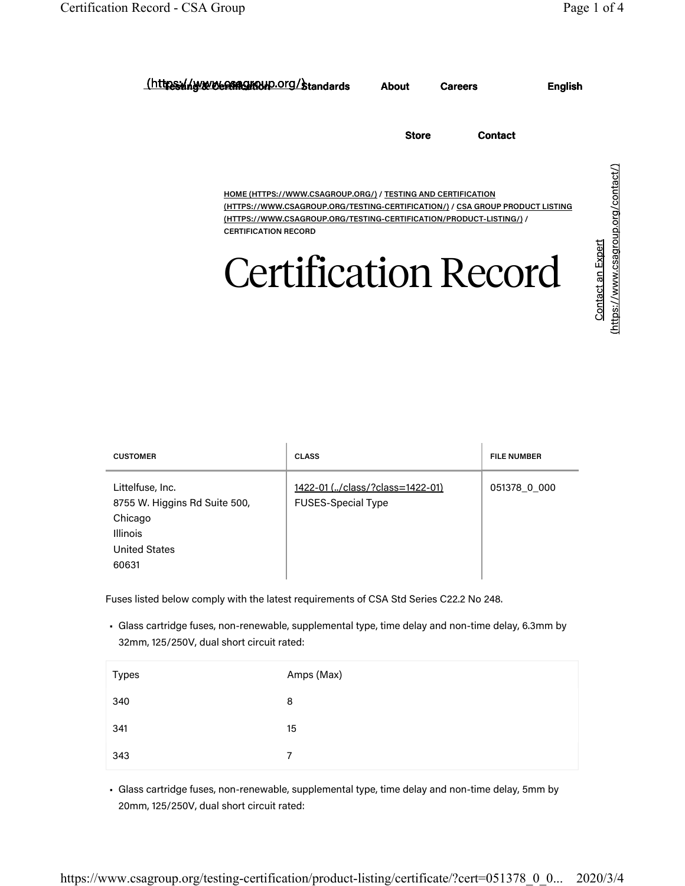(https://www.csagroup.org/) Testing & Certification Standards About Careers English

Store Contact

HOME (HTTPS://WWW.CSAGROUP.ORG/) / TESTING AND CERTIFICATION (HTTPS://WWW.CSAGROUP.ORG/TESTING-CERTIFICATION/) / CSA GROUP PRODUCT LISTING (HTTPS://WWW.CSAGROUP.ORG/TESTING-CERTIFICATION/PRODUCT-LISTING/) / CERTIFICATION RECORD

Contact an Expert (https://www.csagroup.org/contact/)

# Certification Record

| CUSTOMER | CLASS | FILE NUMBER |
| --- | --- | --- |
| Littelfuse, Inc.<br>8755 W. Higgins Rd Suite 500,<br>Chicago<br>Illinois<br>United States<br>60631 | 1422-01 (../class/?class=1422-01)<br>FUSES-Special Type | 051378_0_000 |

Fuses listed below comply with the latest requirements of CSA Std Series C22.2 No 248.

- Glass cartridge fuses, non-renewable, supplemental type, time delay and non-time delay, 6.3mm by 32mm, 125/250V, dual short circuit rated:

| Types | Amps (Max) |
| --- | --- |
| 340 | 8 |
| 341 | 15 |
| 343 | 7 |

- Glass cartridge fuses, non-renewable, supplemental type, time delay and non-time delay, 5mm by 20mm, 125/250V, dual short circuit rated: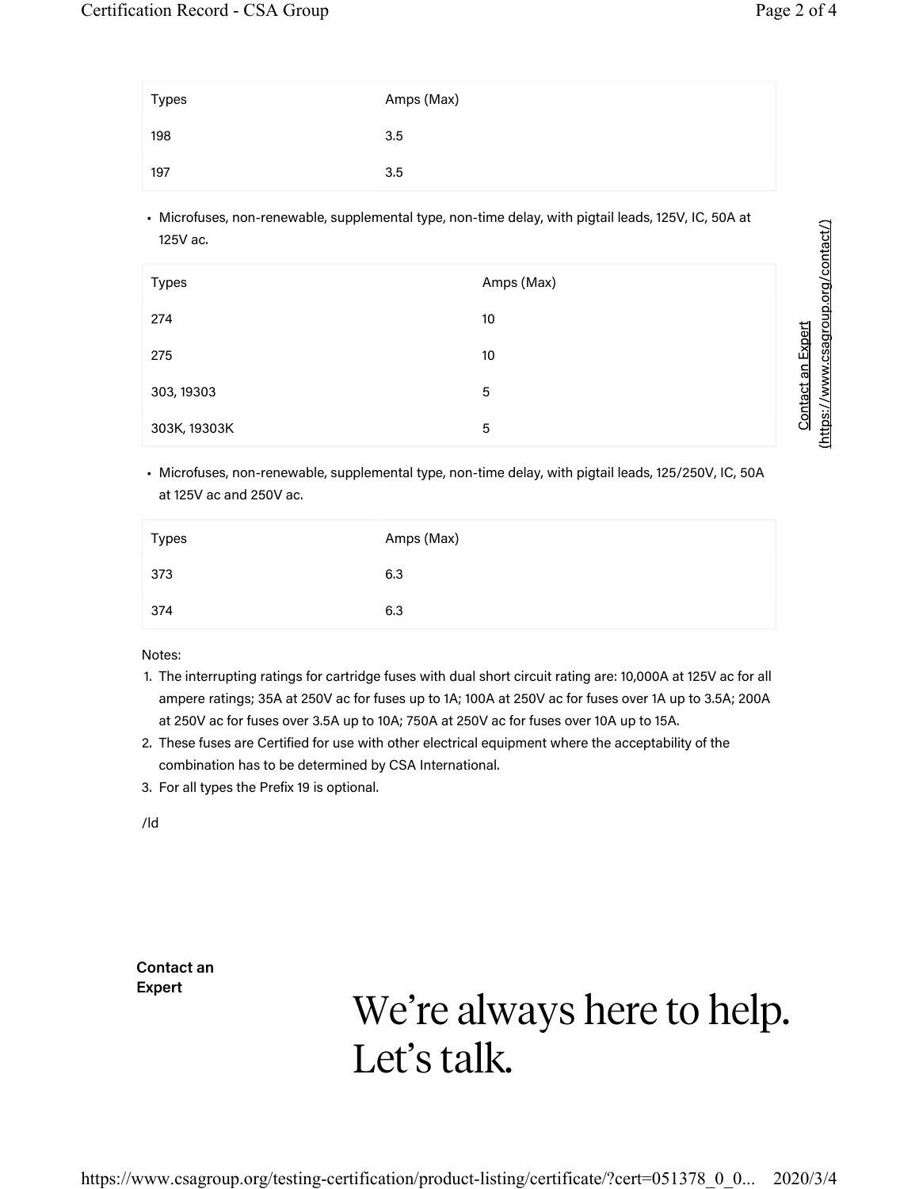| Types | Amps (Max) |
|---|---|
| 198 | 3.5 |
| 197 | 3.5 |

- Microfuses, non-renewable, supplemental type, non-time delay, with pigtail leads, 125V, IC, 50A at 125V ac.

| Types | Amps (Max) |
|---|---|
| 274 | 10 |
| 275 | 10 |
| 303, 19303 | 5 |
| 303K, 19303K | 5 |

- Microfuses, non-renewable, supplemental type, non-time delay, with pigtail leads, 125/250V, IC, 50A at 125V ac and 250V ac.

| Types | Amps (Max) |
|---|---|
| 373 | 6.3 |
| 374 | 6.3 |

Notes:

1. The interrupting ratings for cartridge fuses with dual short circuit rating are: 10,000A at 125V ac for all ampere ratings; 35A at 250V ac for fuses up to 1A; 100A at 250V ac for fuses over 1A up to 3.5A; 200A at 250V ac for fuses over 3.5A up to 10A; 750A at 250V ac for fuses over 10A up to 15A.
2. These fuses are Certified for use with other electrical equipment where the acceptability of the combination has to be determined by CSA International.
3. For all types the Prefix 19 is optional.

/ld

Contact an Expert (https://www.csagroup.org/contact/)

**Contact an Expert**

# We're always here to help. Let's talk.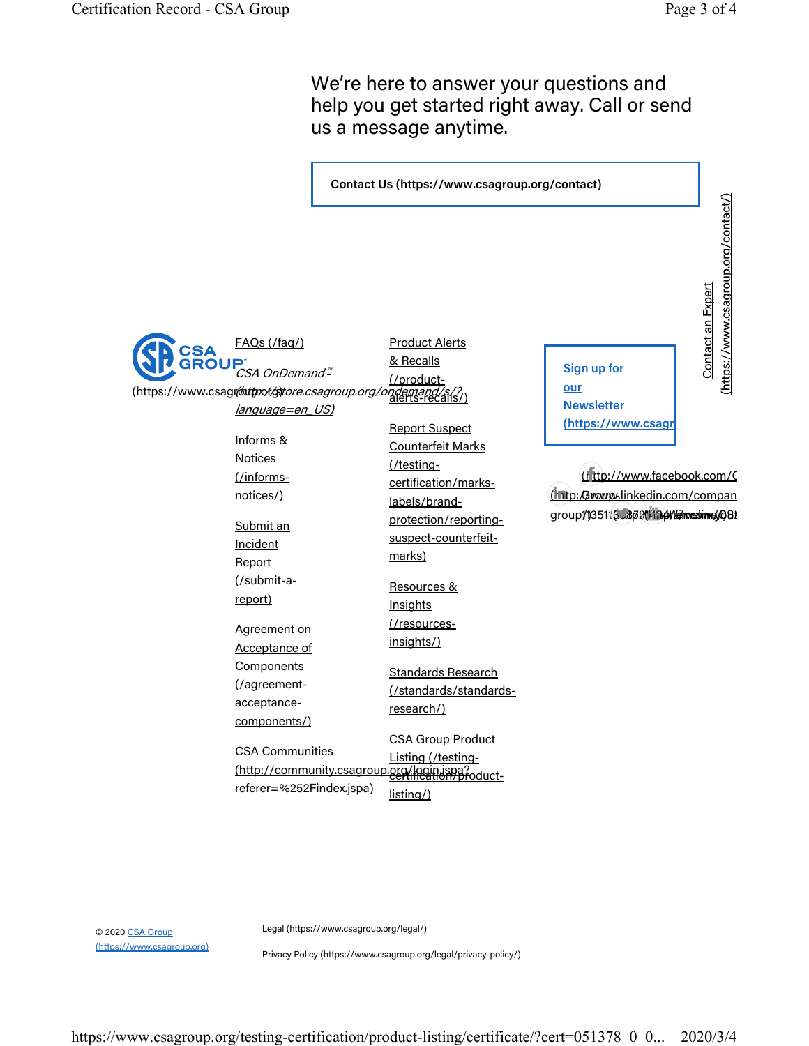We're here to answer your questions and help you get started right away. Call or send us a message anytime.

**Contact Us (https://www.csagroup.org/contact)**

Contact an Expert (https://www.csagroup.org/contact/)

CSA GROUP (https://www.csagroup.org/)

FAQs (/faq/)

*CSA OnDemand™ (https://store.csagroup.org/ondemand/s/?language=en_US)*

Informs & Notices (/informs-notices/)

Submit an Incident Report (/submit-a-report)

Agreement on Acceptance of Components (/agreement-acceptance-components/)

CSA Communities (http://community.csagroup.org/login.jspa?referer=%252Findex.jspa)

Product Alerts & Recalls (/product-alerts-recalls/)

Report Suspect Counterfeit Marks (/testing-certification/marks-labels/brand-protection/reporting-suspect-counterfeit-marks)

Resources & Insights (/resources-insights/)

Standards Research (/standards/standards-research/)

CSA Group Product Listing (/testing-certification/product-listing/)

**Sign up for our Newsletter (https://www.csagr**

(http://www.facebook.com/C

(http://www.linkedin.com/compan

Group)351…

© 2020 CSA Group (https://www.csagroup.org)

Legal (https://www.csagroup.org/legal/)

Privacy Policy (https://www.csagroup.org/legal/privacy-policy/)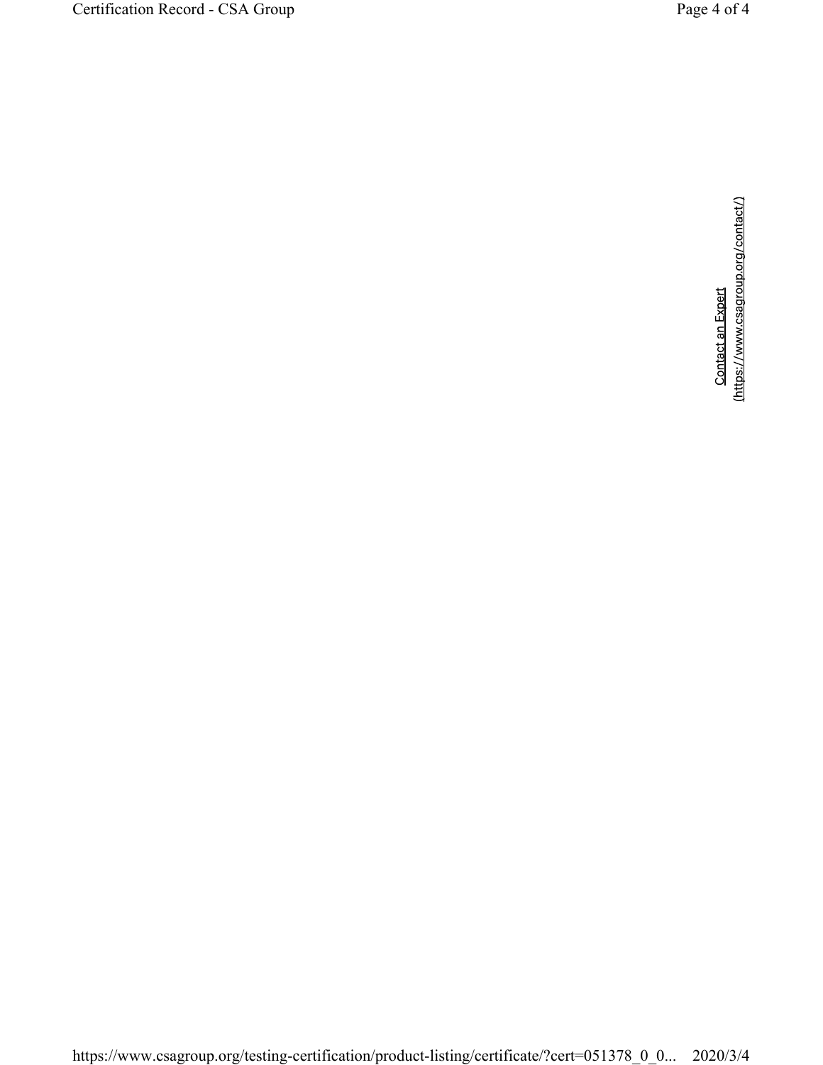[Contact an Expert (https://www.csagroup.org/contact/)](https://www.csagroup.org/contact/)